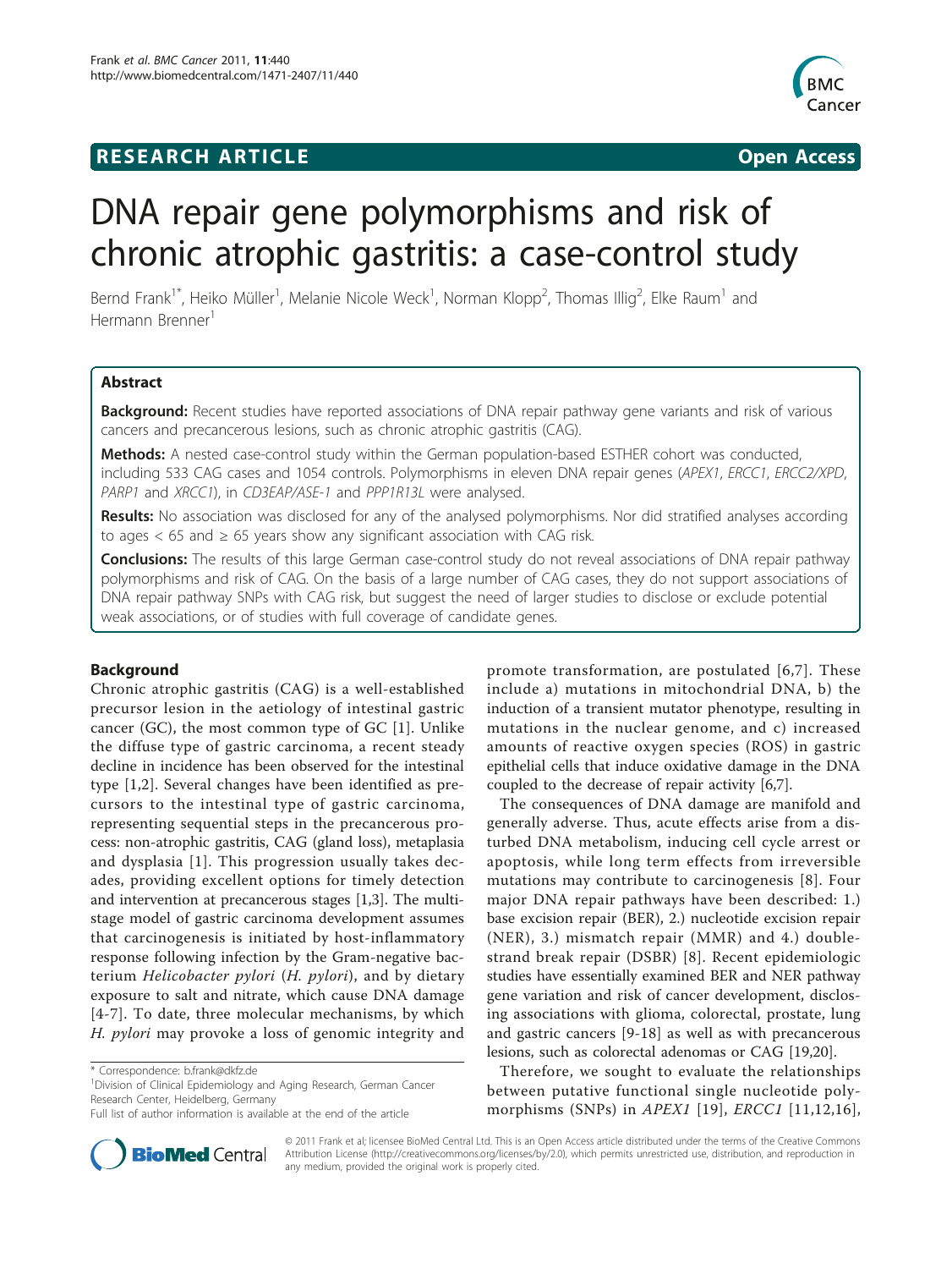## RESEARCH ARTICLE

Open Access

# DNA repair gene polymorphisms and risk of chronic atrophic gastritis: a case-control study

Bernd Frank[1*], Heiko Müller[1], Melanie Nicole Weck[1], Norman Klopp[2], Thomas Illig[2], Elke Raum[1] and Hermann Brenner[1]

## Abstract

**Background:** Recent studies have reported associations of DNA repair pathway gene variants and risk of various cancers and precancerous lesions, such as chronic atrophic gastritis (CAG).

**Methods:** A nested case-control study within the German population-based ESTHER cohort was conducted, including 533 CAG cases and 1054 controls. Polymorphisms in eleven DNA repair genes (*APEX1*, *ERCC1*, *ERCC2/XPD*, *PARP1* and *XRCC1*), in *CD3EAP/ASE-1* and *PPP1R13L* were analysed.

**Results:** No association was disclosed for any of the analysed polymorphisms. Nor did stratified analyses according to ages < 65 and ≥ 65 years show any significant association with CAG risk.

**Conclusions:** The results of this large German case-control study do not reveal associations of DNA repair pathway polymorphisms and risk of CAG. On the basis of a large number of CAG cases, they do not support associations of DNA repair pathway SNPs with CAG risk, but suggest the need of larger studies to disclose or exclude potential weak associations, or of studies with full coverage of candidate genes.

## Background

Chronic atrophic gastritis (CAG) is a well-established precursor lesion in the aetiology of intestinal gastric cancer (GC), the most common type of GC [1]. Unlike the diffuse type of gastric carcinoma, a recent steady decline in incidence has been observed for the intestinal type [1,2]. Several changes have been identified as precursors to the intestinal type of gastric carcinoma, representing sequential steps in the precancerous process: non-atrophic gastritis, CAG (gland loss), metaplasia and dysplasia [1]. This progression usually takes decades, providing excellent options for timely detection and intervention at precancerous stages [1,3]. The multistage model of gastric carcinoma development assumes that carcinogenesis is initiated by host-inflammatory response following infection by the Gram-negative bacterium *Helicobacter pylori* (*H. pylori*), and by dietary exposure to salt and nitrate, which cause DNA damage [4-7]. To date, three molecular mechanisms, by which *H. pylori* may provoke a loss of genomic integrity and promote transformation, are postulated [6,7]. These include a) mutations in mitochondrial DNA, b) the induction of a transient mutator phenotype, resulting in mutations in the nuclear genome, and c) increased amounts of reactive oxygen species (ROS) in gastric epithelial cells that induce oxidative damage in the DNA coupled to the decrease of repair activity [6,7].

The consequences of DNA damage are manifold and generally adverse. Thus, acute effects arise from a disturbed DNA metabolism, inducing cell cycle arrest or apoptosis, while long term effects from irreversible mutations may contribute to carcinogenesis [8]. Four major DNA repair pathways have been described: 1.) base excision repair (BER), 2.) nucleotide excision repair (NER), 3.) mismatch repair (MMR) and 4.) double-strand break repair (DSBR) [8]. Recent epidemiologic studies have essentially examined BER and NER pathway gene variation and risk of cancer development, disclosing associations with glioma, colorectal, prostate, lung and gastric cancers [9-18] as well as with precancerous lesions, such as colorectal adenomas or CAG [19,20].

Therefore, we sought to evaluate the relationships between putative functional single nucleotide polymorphisms (SNPs) in *APEX1* [19], *ERCC1* [11,12,16],

\* Correspondence: b.frank@dkfz.de

[1]Division of Clinical Epidemiology and Aging Research, German Cancer Research Center, Heidelberg, Germany

Full list of author information is available at the end of the article

© 2011 Frank et al; licensee BioMed Central Ltd. This is an Open Access article distributed under the terms of the Creative Commons Attribution License (http://creativecommons.org/licenses/by/2.0), which permits unrestricted use, distribution, and reproduction in any medium, provided the original work is properly cited.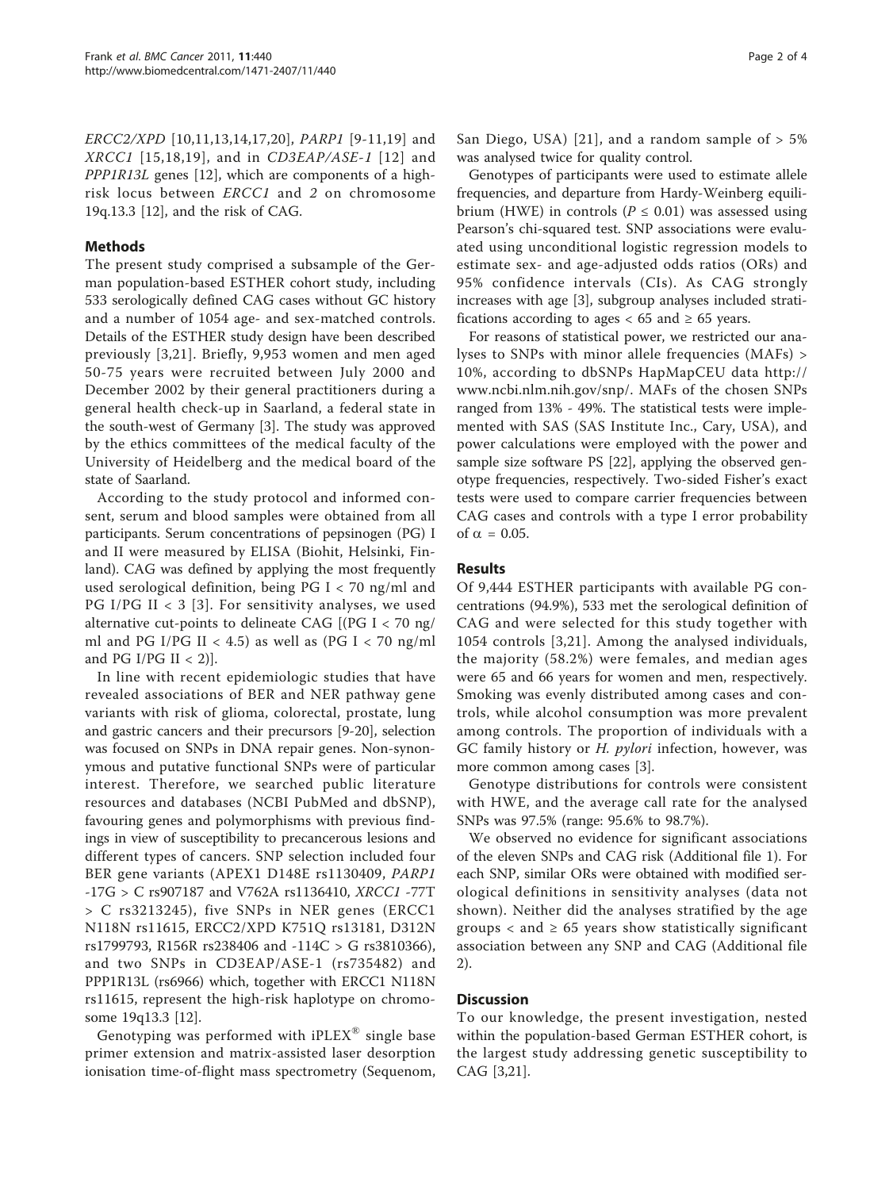*ERCC2/XPD* [10,11,13,14,17,20], *PARP1* [9-11,19] and *XRCC1* [15,18,19], and in *CD3EAP/ASE-1* [12] and *PPP1R13L* genes [12], which are components of a high-risk locus between *ERCC1* and *2* on chromosome 19q.13.3 [12], and the risk of CAG.

## Methods

The present study comprised a subsample of the German population-based ESTHER cohort study, including 533 serologically defined CAG cases without GC history and a number of 1054 age- and sex-matched controls. Details of the ESTHER study design have been described previously [3,21]. Briefly, 9,953 women and men aged 50-75 years were recruited between July 2000 and December 2002 by their general practitioners during a general health check-up in Saarland, a federal state in the south-west of Germany [3]. The study was approved by the ethics committees of the medical faculty of the University of Heidelberg and the medical board of the state of Saarland.

According to the study protocol and informed consent, serum and blood samples were obtained from all participants. Serum concentrations of pepsinogen (PG) I and II were measured by ELISA (Biohit, Helsinki, Finland). CAG was defined by applying the most frequently used serological definition, being PG I < 70 ng/ml and PG I/PG II < 3 [3]. For sensitivity analyses, we used alternative cut-points to delineate CAG [(PG I < 70 ng/ml and PG I/PG II < 4.5) as well as (PG I < 70 ng/ml and PG I/PG II < 2)].

In line with recent epidemiologic studies that have revealed associations of BER and NER pathway gene variants with risk of glioma, colorectal, prostate, lung and gastric cancers and their precursors [9-20], selection was focused on SNPs in DNA repair genes. Non-synonymous and putative functional SNPs were of particular interest. Therefore, we searched public literature resources and databases (NCBI PubMed and dbSNP), favouring genes and polymorphisms with previous findings in view of susceptibility to precancerous lesions and different types of cancers. SNP selection included four BER gene variants (APEX1 D148E rs1130409, *PARP1* -17G > C rs907187 and V762A rs1136410, *XRCC1* -77T > C rs3213245), five SNPs in NER genes (ERCC1 N118N rs11615, ERCC2/XPD K751Q rs13181, D312N rs1799793, R156R rs238406 and -114C > G rs3810366), and two SNPs in CD3EAP/ASE-1 (rs735482) and PPP1R13L (rs6966) which, together with ERCC1 N118N rs11615, represent the high-risk haplotype on chromosome 19q13.3 [12].

Genotyping was performed with iPLEX® single base primer extension and matrix-assisted laser desorption ionisation time-of-flight mass spectrometry (Sequenom, San Diego, USA) [21], and a random sample of > 5% was analysed twice for quality control.

Genotypes of participants were used to estimate allele frequencies, and departure from Hardy-Weinberg equilibrium (HWE) in controls ($P \leq 0.01$) was assessed using Pearson's chi-squared test. SNP associations were evaluated using unconditional logistic regression models to estimate sex- and age-adjusted odds ratios (ORs) and 95% confidence intervals (CIs). As CAG strongly increases with age [3], subgroup analyses included stratifications according to ages < 65 and ≥ 65 years.

For reasons of statistical power, we restricted our analyses to SNPs with minor allele frequencies (MAFs) > 10%, according to dbSNPs HapMapCEU data http://www.ncbi.nlm.nih.gov/snp/. MAFs of the chosen SNPs ranged from 13% - 49%. The statistical tests were implemented with SAS (SAS Institute Inc., Cary, USA), and power calculations were employed with the power and sample size software PS [22], applying the observed genotype frequencies, respectively. Two-sided Fisher's exact tests were used to compare carrier frequencies between CAG cases and controls with a type I error probability of $\alpha = 0.05$.

## Results

Of 9,444 ESTHER participants with available PG concentrations (94.9%), 533 met the serological definition of CAG and were selected for this study together with 1054 controls [3,21]. Among the analysed individuals, the majority (58.2%) were females, and median ages were 65 and 66 years for women and men, respectively. Smoking was evenly distributed among cases and controls, while alcohol consumption was more prevalent among controls. The proportion of individuals with a GC family history or *H. pylori* infection, however, was more common among cases [3].

Genotype distributions for controls were consistent with HWE, and the average call rate for the analysed SNPs was 97.5% (range: 95.6% to 98.7%).

We observed no evidence for significant associations of the eleven SNPs and CAG risk (Additional file 1). For each SNP, similar ORs were obtained with modified serological definitions in sensitivity analyses (data not shown). Neither did the analyses stratified by the age groups < and ≥ 65 years show statistically significant association between any SNP and CAG (Additional file 2).

## Discussion

To our knowledge, the present investigation, nested within the population-based German ESTHER cohort, is the largest study addressing genetic susceptibility to CAG [3,21].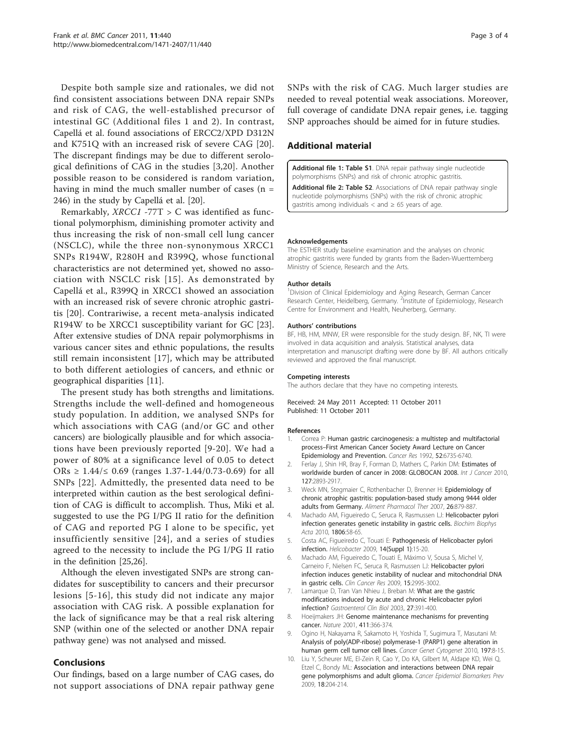Despite both sample size and rationales, we did not find consistent associations between DNA repair SNPs and risk of CAG, the well-established precursor of intestinal GC (Additional files 1 and 2). In contrast, Capellá et al. found associations of ERCC2/XPD D312N and K751Q with an increased risk of severe CAG [20]. The discrepant findings may be due to different serological definitions of CAG in the studies [3,20]. Another possible reason to be considered is random variation, having in mind the much smaller number of cases (n = 246) in the study by Capellá et al. [20].

Remarkably, *XRCC1* -77T > C was identified as functional polymorphism, diminishing promoter activity and thus increasing the risk of non-small cell lung cancer (NSCLC), while the three non-synonymous XRCC1 SNPs R194W, R280H and R399Q, whose functional characteristics are not determined yet, showed no association with NSCLC risk [15]. As demonstrated by Capellá et al., R399Q in XRCC1 showed an association with an increased risk of severe chronic atrophic gastritis [20]. Contrariwise, a recent meta-analysis indicated R194W to be XRCC1 susceptibility variant for GC [23]. After extensive studies of DNA repair polymorphisms in various cancer sites and ethnic populations, the results still remain inconsistent [17], which may be attributed to both different aetiologies of cancers, and ethnic or geographical disparities [11].

The present study has both strengths and limitations. Strengths include the well-defined and homogeneous study population. In addition, we analysed SNPs for which associations with CAG (and/or GC and other cancers) are biologically plausible and for which associations have been previously reported [9-20]. We had a power of 80% at a significance level of 0.05 to detect ORs ≥ 1.44/≤ 0.69 (ranges 1.37-1.44/0.73-0.69) for all SNPs [22]. Admittedly, the presented data need to be interpreted within caution as the best serological definition of CAG is difficult to accomplish. Thus, Miki et al. suggested to use the PG I/PG II ratio for the definition of CAG and reported PG I alone to be specific, yet insufficiently sensitive [24], and a series of studies agreed to the necessity to include the PG I/PG II ratio in the definition [25,26].

Although the eleven investigated SNPs are strong candidates for susceptibility to cancers and their precursor lesions [5-16], this study did not indicate any major association with CAG risk. A possible explanation for the lack of significance may be that a real risk altering SNP (within one of the selected or another DNA repair pathway gene) was not analysed and missed.

## Conclusions

Our findings, based on a large number of CAG cases, do not support associations of DNA repair pathway gene SNPs with the risk of CAG. Much larger studies are needed to reveal potential weak associations. Moreover, full coverage of candidate DNA repair genes, i.e. tagging SNP approaches should be aimed for in future studies.

## Additional material

**Additional file 1: Table S1**. DNA repair pathway single nucleotide polymorphisms (SNPs) and risk of chronic atrophic gastritis.

**Additional file 2: Table S2**. Associations of DNA repair pathway single nucleotide polymorphisms (SNPs) with the risk of chronic atrophic gastritis among individuals < and ≥ 65 years of age.

#### Acknowledgements

The ESTHER study baseline examination and the analyses on chronic atrophic gastritis were funded by grants from the Baden-Wuerttemberg Ministry of Science, Research and the Arts.

#### Author details

[1]Division of Clinical Epidemiology and Aging Research, German Cancer Research Center, Heidelberg, Germany. [2]Institute of Epidemiology, Research Centre for Environment and Health, Neuherberg, Germany.

#### Authors' contributions

BF, HB, HM, MNW, ER were responsible for the study design. BF, NK, TI were involved in data acquisition and analysis. Statistical analyses, data interpretation and manuscript drafting were done by BF. All authors critically reviewed and approved the final manuscript.

#### Competing interests

The authors declare that they have no competing interests.

Received: 24 May 2011 Accepted: 11 October 2011
Published: 11 October 2011

#### References

1. Correa P: **Human gastric carcinogenesis: a multistep and multifactorial process–First American Cancer Society Award Lecture on Cancer Epidemiology and Prevention.** *Cancer Res* 1992, **52**:6735-6740.
2. Ferlay J, Shin HR, Bray F, Forman D, Mathers C, Parkin DM: **Estimates of worldwide burden of cancer in 2008: GLOBOCAN 2008.** *Int J Cancer* 2010, **127**:2893-2917.
3. Weck MN, Stegmaier C, Rothenbacher D, Brenner H: **Epidemiology of chronic atrophic gastritis: population-based study among 9444 older adults from Germany.** *Aliment Pharmacol Ther* 2007, **26**:879-887.
4. Machado AM, Figueiredo C, Seruca R, Rasmussen LJ: **Helicobacter pylori infection generates genetic instability in gastric cells.** *Biochim Biophys Acta* 2010, **1806**:58-65.
5. Costa AC, Figueiredo C, Touati E: **Pathogenesis of Helicobacter pylori infection.** *Helicobacter* 2009, **14(Suppl 1)**:15-20.
6. Machado AM, Figueiredo C, Touati E, Máximo V, Sousa S, Michel V, Carneiro F, Nielsen FC, Seruca R, Rasmussen LJ: **Helicobacter pylori infection induces genetic instability of nuclear and mitochondrial DNA in gastric cells.** *Clin Cancer Res* 2009, **15**:2995-3002.
7. Lamarque D, Tran Van Nhieu J, Breban M: **What are the gastric modifications induced by acute and chronic Helicobacter pylori infection?** *Gastroenterol Clin Biol* 2003, **27**:391-400.
8. Hoeijmakers JH: **Genome maintenance mechanisms for preventing cancer.** *Nature* 2001, **411**:366-374.
9. Ogino H, Nakayama R, Sakamoto H, Yoshida T, Sugimura T, Masutani M: **Analysis of poly(ADP-ribose) polymerase-1 (PARP1) gene alteration in human germ cell tumor cell lines.** *Cancer Genet Cytogenet* 2010, **197**:8-15.
10. Liu Y, Scheurer ME, El-Zein R, Cao Y, Do KA, Gilbert M, Aldape KD, Wei Q, Etzel C, Bondy ML: **Association and interactions between DNA repair gene polymorphisms and adult glioma.** *Cancer Epidemiol Biomarkers Prev* 2009, **18**:204-214.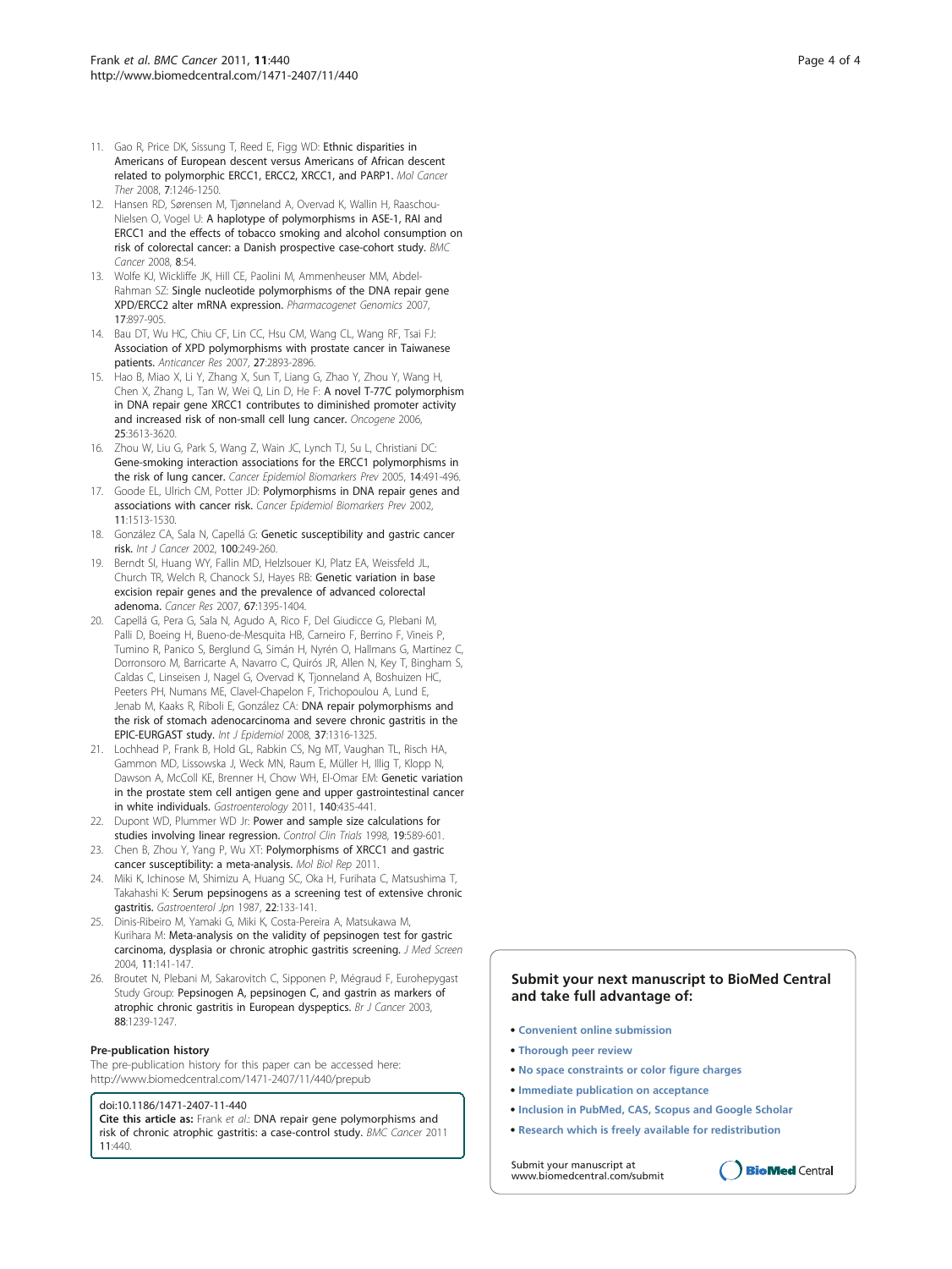11. Gao R, Price DK, Sissung T, Reed E, Figg WD: **Ethnic disparities in Americans of European descent versus Americans of African descent related to polymorphic ERCC1, ERCC2, XRCC1, and PARP1.** *Mol Cancer Ther* 2008, **7**:1246-1250.
12. Hansen RD, Sørensen M, Tjønneland A, Overvad K, Wallin H, Raaschou-Nielsen O, Vogel U: **A haplotype of polymorphisms in ASE-1, RAI and ERCC1 and the effects of tobacco smoking and alcohol consumption on risk of colorectal cancer: a Danish prospective case-cohort study.** *BMC Cancer* 2008, **8**:54.
13. Wolfe KJ, Wickliffe JK, Hill CE, Paolini M, Ammenheuser MM, Abdel-Rahman SZ: **Single nucleotide polymorphisms of the DNA repair gene XPD/ERCC2 alter mRNA expression.** *Pharmacogenet Genomics* 2007, **17**:897-905.
14. Bau DT, Wu HC, Chiu CF, Lin CC, Hsu CM, Wang CL, Wang RF, Tsai FJ: **Association of XPD polymorphisms with prostate cancer in Taiwanese patients.** *Anticancer Res* 2007, **27**:2893-2896.
15. Hao B, Miao X, Li Y, Zhang X, Sun T, Liang G, Zhao Y, Zhou Y, Wang H, Chen X, Zhang L, Tan W, Wei Q, Lin D, He F: **A novel T-77C polymorphism in DNA repair gene XRCC1 contributes to diminished promoter activity and increased risk of non-small cell lung cancer.** *Oncogene* 2006, **25**:3613-3620.
16. Zhou W, Liu G, Park S, Wang Z, Wain JC, Lynch TJ, Su L, Christiani DC: **Gene-smoking interaction associations for the ERCC1 polymorphisms in the risk of lung cancer.** *Cancer Epidemiol Biomarkers Prev* 2005, **14**:491-496.
17. Goode EL, Ulrich CM, Potter JD: **Polymorphisms in DNA repair genes and associations with cancer risk.** *Cancer Epidemiol Biomarkers Prev* 2002, **11**:1513-1530.
18. González CA, Sala N, Capellá G: **Genetic susceptibility and gastric cancer risk.** *Int J Cancer* 2002, **100**:249-260.
19. Berndt SI, Huang WY, Fallin MD, Helzlsouer KJ, Platz EA, Weissfeld JL, Church TR, Welch R, Chanock SJ, Hayes RB: **Genetic variation in base excision repair genes and the prevalence of advanced colorectal adenoma.** *Cancer Res* 2007, **67**:1395-1404.
20. Capellá G, Pera G, Sala N, Agudo A, Rico F, Del Giudicce G, Plebani M, Palli D, Boeing H, Bueno-de-Mesquita HB, Carneiro F, Berrino F, Vineis P, Tumino R, Panico S, Berglund G, Simán H, Nyrén O, Hallmans G, Martinez C, Dorronsoro M, Barricarte A, Navarro C, Quirós JR, Allen N, Key T, Bingham S, Caldas C, Linseisen J, Nagel G, Overvad K, Tjonneland A, Boshuizen HC, Peeters PH, Numans ME, Clavel-Chapelon F, Trichopoulou A, Lund E, Jenab M, Kaaks R, Riboli E, González CA: **DNA repair polymorphisms and the risk of stomach adenocarcinoma and severe chronic gastritis in the EPIC-EURGAST study.** *Int J Epidemiol* 2008, **37**:1316-1325.
21. Lochhead P, Frank B, Hold GL, Rabkin CS, Ng MT, Vaughan TL, Risch HA, Gammon MD, Lissowska J, Weck MN, Raum E, Müller H, Illig T, Klopp N, Dawson A, McColl KE, Brenner H, Chow WH, El-Omar EM: **Genetic variation in the prostate stem cell antigen gene and upper gastrointestinal cancer in white individuals.** *Gastroenterology* 2011, **140**:435-441.
22. Dupont WD, Plummer WD Jr: **Power and sample size calculations for studies involving linear regression.** *Control Clin Trials* 1998, **19**:589-601.
23. Chen B, Zhou Y, Yang P, Wu XT: **Polymorphisms of XRCC1 and gastric cancer susceptibility: a meta-analysis.** *Mol Biol Rep* 2011.
24. Miki K, Ichinose M, Shimizu A, Huang SC, Oka H, Furihata C, Matsushima T, Takahashi K: **Serum pepsinogens as a screening test of extensive chronic gastritis.** *Gastroenterol Jpn* 1987, **22**:133-141.
25. Dinis-Ribeiro M, Yamaki G, Miki K, Costa-Pereira A, Matsukawa M, Kurihara M: **Meta-analysis on the validity of pepsinogen test for gastric carcinoma, dysplasia or chronic atrophic gastritis screening.** *J Med Screen* 2004, **11**:141-147.
26. Broutet N, Plebani M, Sakarovitch C, Sipponen P, Mégraud F, Eurohepygast Study Group: **Pepsinogen A, pepsinogen C, and gastrin as markers of atrophic chronic gastritis in European dyspeptics.** *Br J Cancer* 2003, **88**:1239-1247.

### Pre-publication history

The pre-publication history for this paper can be accessed here:
http://www.biomedcentral.com/1471-2407/11/440/prepub

doi:10.1186/1471-2407-11-440
**Cite this article as:** Frank *et al.*: DNA repair gene polymorphisms and risk of chronic atrophic gastritis: a case-control study. *BMC Cancer* 2011 11:440.

**Submit your next manuscript to BioMed Central and take full advantage of:**

- Convenient online submission
- Thorough peer review
- No space constraints or color figure charges
- Immediate publication on acceptance
- Inclusion in PubMed, CAS, Scopus and Google Scholar
- Research which is freely available for redistribution

Submit your manuscript at www.biomedcentral.com/submit